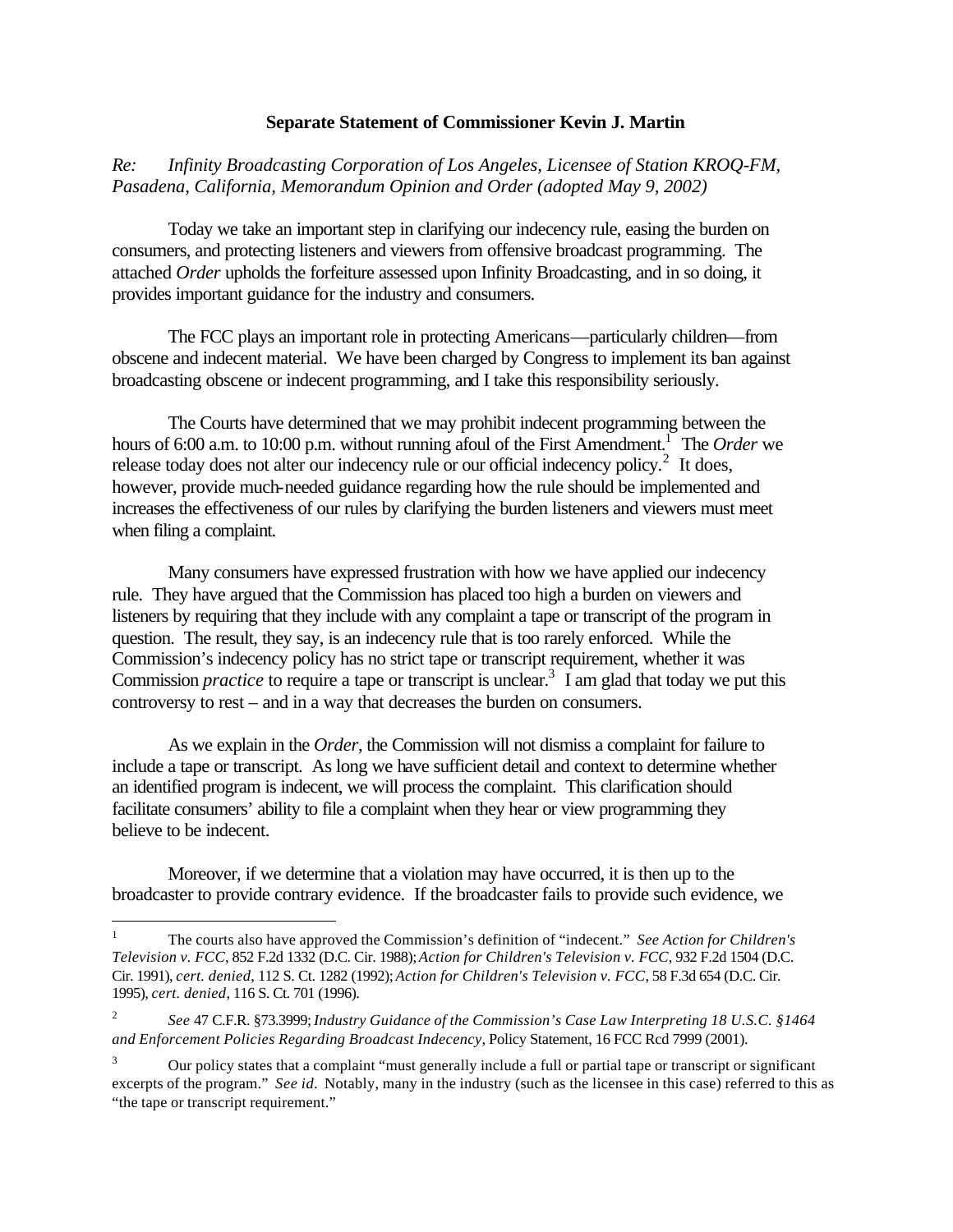**Separate Statement of Commissioner Kevin J. Martin**

*Re: Infinity Broadcasting Corporation of Los Angeles, Licensee of Station KROQ-FM, Pasadena, California, Memorandum Opinion and Order (adopted May 9, 2002)*

Today we take an important step in clarifying our indecency rule, easing the burden on consumers, and protecting listeners and viewers from offensive broadcast programming. The attached *Order* upholds the forfeiture assessed upon Infinity Broadcasting, and in so doing, it provides important guidance for the industry and consumers.

The FCC plays an important role in protecting Americans—particularly children—from obscene and indecent material. We have been charged by Congress to implement its ban against broadcasting obscene or indecent programming, and I take this responsibility seriously.

The Courts have determined that we may prohibit indecent programming between the hours of 6:00 a.m. to 10:00 p.m. without running afoul of the First Amendment.[1] The *Order* we release today does not alter our indecency rule or our official indecency policy.[2] It does, however, provide much-needed guidance regarding how the rule should be implemented and increases the effectiveness of our rules by clarifying the burden listeners and viewers must meet when filing a complaint.

Many consumers have expressed frustration with how we have applied our indecency rule. They have argued that the Commission has placed too high a burden on viewers and listeners by requiring that they include with any complaint a tape or transcript of the program in question. The result, they say, is an indecency rule that is too rarely enforced. While the Commission's indecency policy has no strict tape or transcript requirement, whether it was Commission *practice* to require a tape or transcript is unclear.[3] I am glad that today we put this controversy to rest – and in a way that decreases the burden on consumers.

As we explain in the *Order*, the Commission will not dismiss a complaint for failure to include a tape or transcript. As long we have sufficient detail and context to determine whether an identified program is indecent, we will process the complaint. This clarification should facilitate consumers' ability to file a complaint when they hear or view programming they believe to be indecent.

Moreover, if we determine that a violation may have occurred, it is then up to the broadcaster to provide contrary evidence. If the broadcaster fails to provide such evidence, we

---

[1] The courts also have approved the Commission's definition of "indecent." *See Action for Children's Television v. FCC*, 852 F.2d 1332 (D.C. Cir. 1988); *Action for Children's Television v. FCC*, 932 F.2d 1504 (D.C. Cir. 1991), *cert. denied*, 112 S. Ct. 1282 (1992); *Action for Children's Television v. FCC*, 58 F.3d 654 (D.C. Cir. 1995), *cert. denied*, 116 S. Ct. 701 (1996).

[2] *See* 47 C.F.R. §73.3999; *Industry Guidance of the Commission's Case Law Interpreting 18 U.S.C. §1464 and Enforcement Policies Regarding Broadcast Indecency*, Policy Statement, 16 FCC Rcd 7999 (2001).

[3] Our policy states that a complaint "must generally include a full or partial tape or transcript or significant excerpts of the program." *See id*. Notably, many in the industry (such as the licensee in this case) referred to this as "the tape or transcript requirement."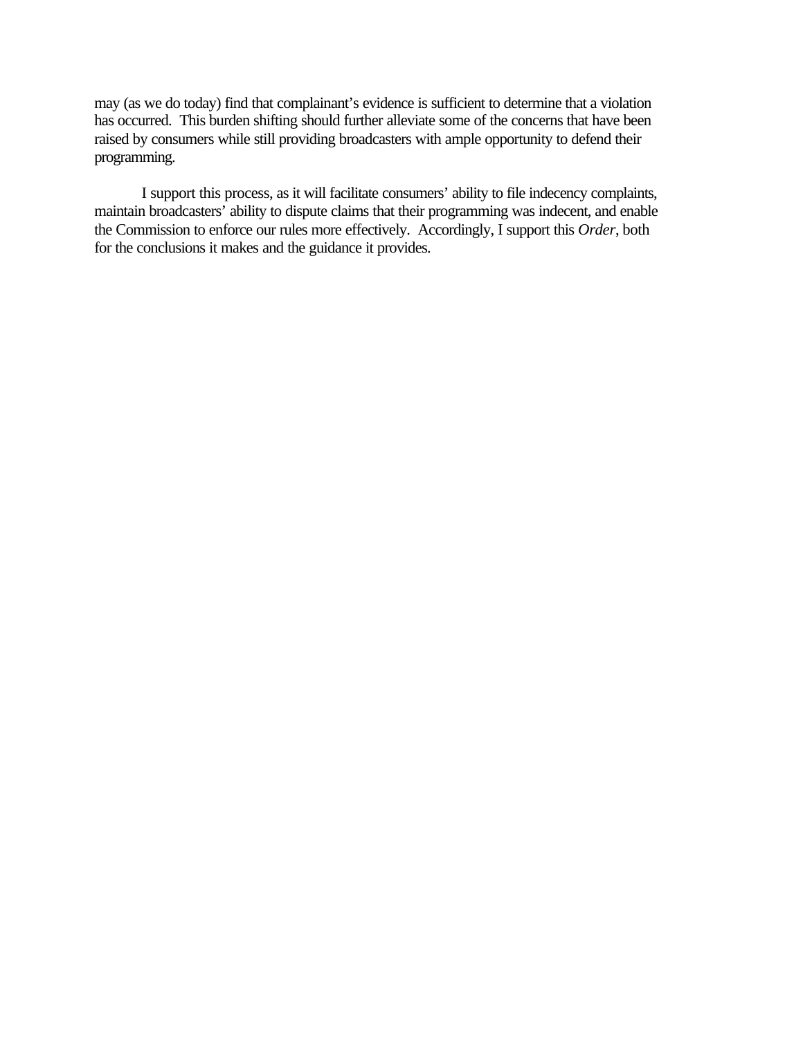may (as we do today) find that complainant's evidence is sufficient to determine that a violation has occurred. This burden shifting should further alleviate some of the concerns that have been raised by consumers while still providing broadcasters with ample opportunity to defend their programming.

I support this process, as it will facilitate consumers' ability to file indecency complaints, maintain broadcasters' ability to dispute claims that their programming was indecent, and enable the Commission to enforce our rules more effectively. Accordingly, I support this *Order*, both for the conclusions it makes and the guidance it provides.